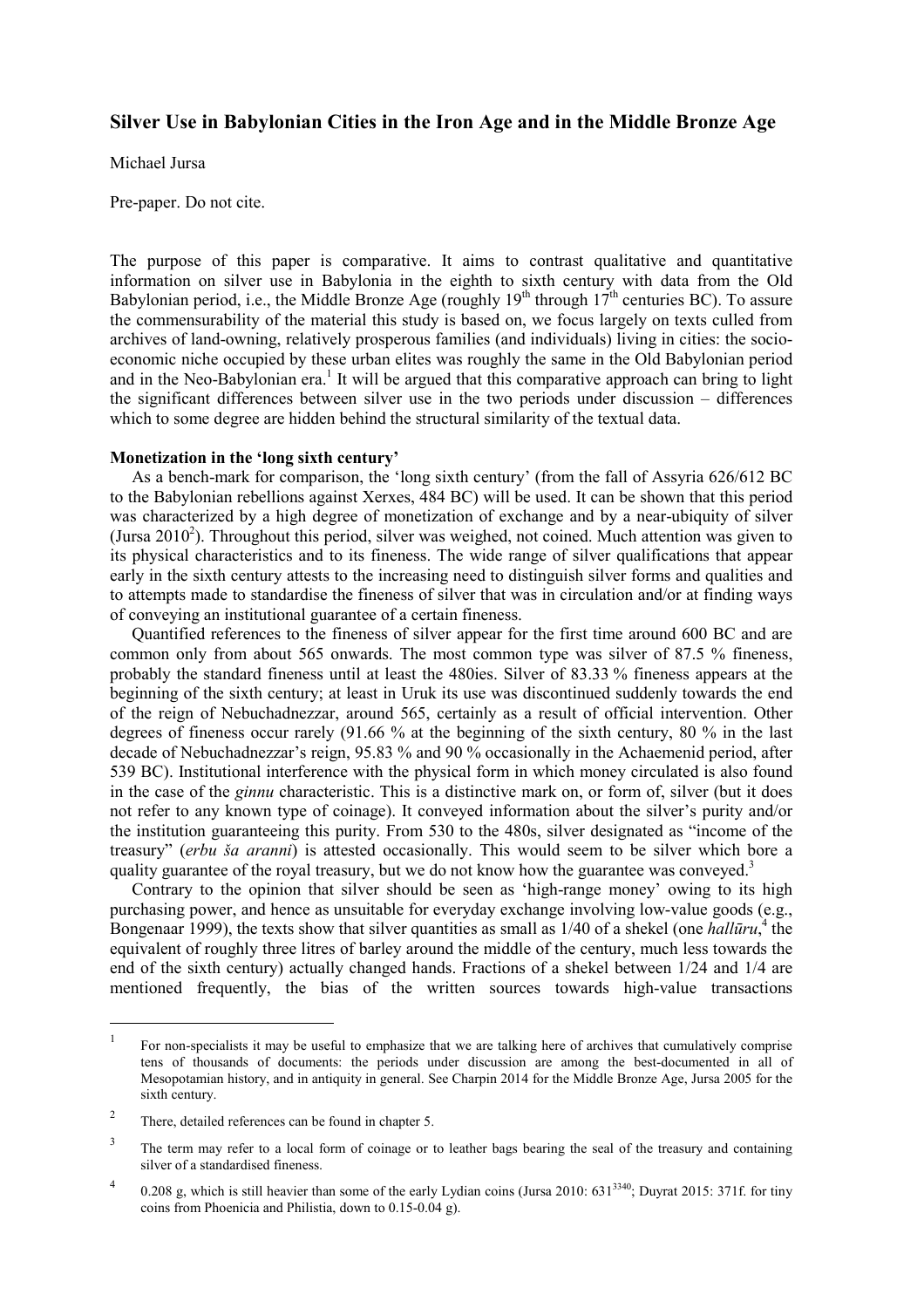# Silver Use in Babylonian Cities in the Iron Age and in the Middle Bronze Age

Michael Jursa

Pre-paper. Do not cite.

The purpose of this paper is comparative. It aims to contrast qualitative and quantitative information on silver use in Babylonia in the eighth to sixth century with data from the Old Babylonian period, i.e., the Middle Bronze Age (roughly 19th through 17th centuries BC). To assure the commensurability of the material this study is based on, we focus largely on texts culled from archives of land-owning, relatively prosperous families (and individuals) living in cities: the socio-economic niche occupied by these urban elites was roughly the same in the Old Babylonian period and in the Neo-Babylonian era.[1] It will be argued that this comparative approach can bring to light the significant differences between silver use in the two periods under discussion – differences which to some degree are hidden behind the structural similarity of the textual data.

**Monetization in the 'long sixth century'**

As a bench-mark for comparison, the 'long sixth century' (from the fall of Assyria 626/612 BC to the Babylonian rebellions against Xerxes, 484 BC) will be used. It can be shown that this period was characterized by a high degree of monetization of exchange and by a near-ubiquity of silver (Jursa 2010[2]). Throughout this period, silver was weighed, not coined. Much attention was given to its physical characteristics and to its fineness. The wide range of silver qualifications that appear early in the sixth century attests to the increasing need to distinguish silver forms and qualities and to attempts made to standardise the fineness of silver that was in circulation and/or at finding ways of conveying an institutional guarantee of a certain fineness.

Quantified references to the fineness of silver appear for the first time around 600 BC and are common only from about 565 onwards. The most common type was silver of 87.5 % fineness, probably the standard fineness until at least the 480ies. Silver of 83.33 % fineness appears at the beginning of the sixth century; at least in Uruk its use was discontinued suddenly towards the end of the reign of Nebuchadnezzar, around 565, certainly as a result of official intervention. Other degrees of fineness occur rarely (91.66 % at the beginning of the sixth century, 80 % in the last decade of Nebuchadnezzar's reign, 95.83 % and 90 % occasionally in the Achaemenid period, after 539 BC). Institutional interference with the physical form in which money circulated is also found in the case of the *ginnu* characteristic. This is a distinctive mark on, or form of, silver (but it does not refer to any known type of coinage). It conveyed information about the silver's purity and/or the institution guaranteeing this purity. From 530 to the 480s, silver designated as "income of the treasury" (*erbu ša aranni*) is attested occasionally. This would seem to be silver which bore a quality guarantee of the royal treasury, but we do not know how the guarantee was conveyed.[3]

Contrary to the opinion that silver should be seen as 'high-range money' owing to its high purchasing power, and hence as unsuitable for everyday exchange involving low-value goods (e.g., Bongenaar 1999), the texts show that silver quantities as small as 1/40 of a shekel (one *hallūru*,[4] the equivalent of roughly three litres of barley around the middle of the century, much less towards the end of the sixth century) actually changed hands. Fractions of a shekel between 1/24 and 1/4 are mentioned frequently, the bias of the written sources towards high-value transactions

---

[1] For non-specialists it may be useful to emphasize that we are talking here of archives that cumulatively comprise tens of thousands of documents: the periods under discussion are among the best-documented in all of Mesopotamian history, and in antiquity in general. See Charpin 2014 for the Middle Bronze Age, Jursa 2005 for the sixth century.

[2] There, detailed references can be found in chapter 5.

[3] The term may refer to a local form of coinage or to leather bags bearing the seal of the treasury and containing silver of a standardised fineness.

[4] 0.208 g, which is still heavier than some of the early Lydian coins (Jursa 2010: 631[3340]; Duyrat 2015: 371f. for tiny coins from Phoenicia and Philistia, down to 0.15-0.04 g).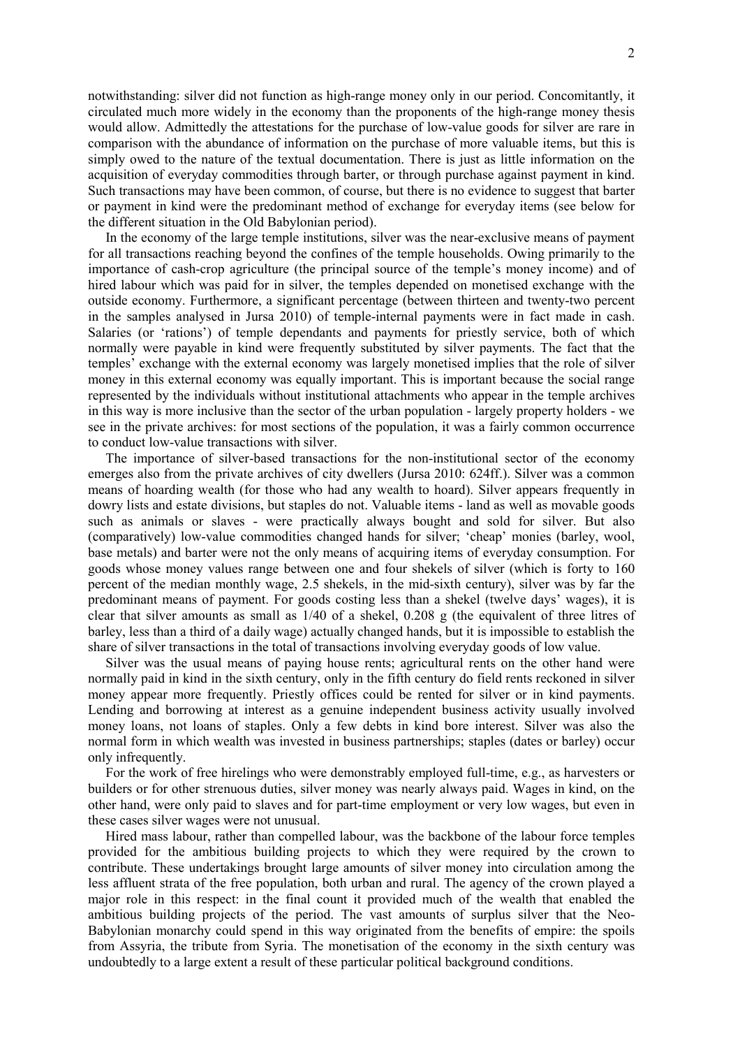notwithstanding: silver did not function as high-range money only in our period. Concomitantly, it circulated much more widely in the economy than the proponents of the high-range money thesis would allow. Admittedly the attestations for the purchase of low-value goods for silver are rare in comparison with the abundance of information on the purchase of more valuable items, but this is simply owed to the nature of the textual documentation. There is just as little information on the acquisition of everyday commodities through barter, or through purchase against payment in kind. Such transactions may have been common, of course, but there is no evidence to suggest that barter or payment in kind were the predominant method of exchange for everyday items (see below for the different situation in the Old Babylonian period).

In the economy of the large temple institutions, silver was the near-exclusive means of payment for all transactions reaching beyond the confines of the temple households. Owing primarily to the importance of cash-crop agriculture (the principal source of the temple's money income) and of hired labour which was paid for in silver, the temples depended on monetised exchange with the outside economy. Furthermore, a significant percentage (between thirteen and twenty-two percent in the samples analysed in Jursa 2010) of temple-internal payments were in fact made in cash. Salaries (or 'rations') of temple dependants and payments for priestly service, both of which normally were payable in kind were frequently substituted by silver payments. The fact that the temples' exchange with the external economy was largely monetised implies that the role of silver money in this external economy was equally important. This is important because the social range represented by the individuals without institutional attachments who appear in the temple archives in this way is more inclusive than the sector of the urban population - largely property holders - we see in the private archives: for most sections of the population, it was a fairly common occurrence to conduct low-value transactions with silver.

The importance of silver-based transactions for the non-institutional sector of the economy emerges also from the private archives of city dwellers (Jursa 2010: 624ff.). Silver was a common means of hoarding wealth (for those who had any wealth to hoard). Silver appears frequently in dowry lists and estate divisions, but staples do not. Valuable items - land as well as movable goods such as animals or slaves - were practically always bought and sold for silver. But also (comparatively) low-value commodities changed hands for silver; 'cheap' monies (barley, wool, base metals) and barter were not the only means of acquiring items of everyday consumption. For goods whose money values range between one and four shekels of silver (which is forty to 160 percent of the median monthly wage, 2.5 shekels, in the mid-sixth century), silver was by far the predominant means of payment. For goods costing less than a shekel (twelve days' wages), it is clear that silver amounts as small as 1/40 of a shekel, 0.208 g (the equivalent of three litres of barley, less than a third of a daily wage) actually changed hands, but it is impossible to establish the share of silver transactions in the total of transactions involving everyday goods of low value.

Silver was the usual means of paying house rents; agricultural rents on the other hand were normally paid in kind in the sixth century, only in the fifth century do field rents reckoned in silver money appear more frequently. Priestly offices could be rented for silver or in kind payments. Lending and borrowing at interest as a genuine independent business activity usually involved money loans, not loans of staples. Only a few debts in kind bore interest. Silver was also the normal form in which wealth was invested in business partnerships; staples (dates or barley) occur only infrequently.

For the work of free hirelings who were demonstrably employed full-time, e.g., as harvesters or builders or for other strenuous duties, silver money was nearly always paid. Wages in kind, on the other hand, were only paid to slaves and for part-time employment or very low wages, but even in these cases silver wages were not unusual.

Hired mass labour, rather than compelled labour, was the backbone of the labour force temples provided for the ambitious building projects to which they were required by the crown to contribute. These undertakings brought large amounts of silver money into circulation among the less affluent strata of the free population, both urban and rural. The agency of the crown played a major role in this respect: in the final count it provided much of the wealth that enabled the ambitious building projects of the period. The vast amounts of surplus silver that the Neo-Babylonian monarchy could spend in this way originated from the benefits of empire: the spoils from Assyria, the tribute from Syria. The monetisation of the economy in the sixth century was undoubtedly to a large extent a result of these particular political background conditions.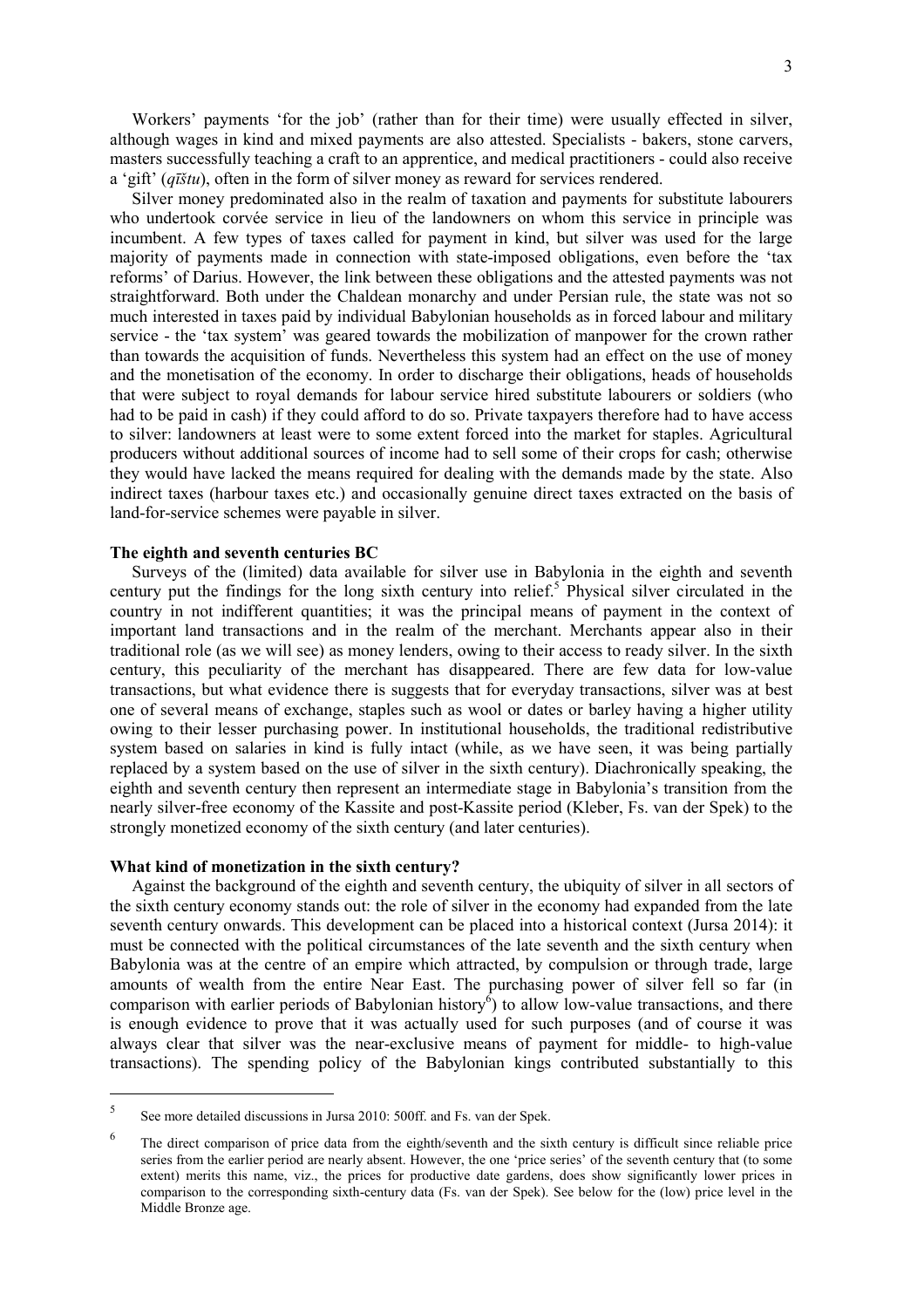Workers' payments 'for the job' (rather than for their time) were usually effected in silver, although wages in kind and mixed payments are also attested. Specialists - bakers, stone carvers, masters successfully teaching a craft to an apprentice, and medical practitioners - could also receive a 'gift' (*qīštu*), often in the form of silver money as reward for services rendered.

Silver money predominated also in the realm of taxation and payments for substitute labourers who undertook corvée service in lieu of the landowners on whom this service in principle was incumbent. A few types of taxes called for payment in kind, but silver was used for the large majority of payments made in connection with state-imposed obligations, even before the 'tax reforms' of Darius. However, the link between these obligations and the attested payments was not straightforward. Both under the Chaldean monarchy and under Persian rule, the state was not so much interested in taxes paid by individual Babylonian households as in forced labour and military service - the 'tax system' was geared towards the mobilization of manpower for the crown rather than towards the acquisition of funds. Nevertheless this system had an effect on the use of money and the monetisation of the economy. In order to discharge their obligations, heads of households that were subject to royal demands for labour service hired substitute labourers or soldiers (who had to be paid in cash) if they could afford to do so. Private taxpayers therefore had to have access to silver: landowners at least were to some extent forced into the market for staples. Agricultural producers without additional sources of income had to sell some of their crops for cash; otherwise they would have lacked the means required for dealing with the demands made by the state. Also indirect taxes (harbour taxes etc.) and occasionally genuine direct taxes extracted on the basis of land-for-service schemes were payable in silver.

**The eighth and seventh centuries BC**

Surveys of the (limited) data available for silver use in Babylonia in the eighth and seventh century put the findings for the long sixth century into relief.[5] Physical silver circulated in the country in not indifferent quantities; it was the principal means of payment in the context of important land transactions and in the realm of the merchant. Merchants appear also in their traditional role (as we will see) as money lenders, owing to their access to ready silver. In the sixth century, this peculiarity of the merchant has disappeared. There are few data for low-value transactions, but what evidence there is suggests that for everyday transactions, silver was at best one of several means of exchange, staples such as wool or dates or barley having a higher utility owing to their lesser purchasing power. In institutional households, the traditional redistributive system based on salaries in kind is fully intact (while, as we have seen, it was being partially replaced by a system based on the use of silver in the sixth century). Diachronically speaking, the eighth and seventh century then represent an intermediate stage in Babylonia's transition from the nearly silver-free economy of the Kassite and post-Kassite period (Kleber, Fs. van der Spek) to the strongly monetized economy of the sixth century (and later centuries).

**What kind of monetization in the sixth century?**

Against the background of the eighth and seventh century, the ubiquity of silver in all sectors of the sixth century economy stands out: the role of silver in the economy had expanded from the late seventh century onwards. This development can be placed into a historical context (Jursa 2014): it must be connected with the political circumstances of the late seventh and the sixth century when Babylonia was at the centre of an empire which attracted, by compulsion or through trade, large amounts of wealth from the entire Near East. The purchasing power of silver fell so far (in comparison with earlier periods of Babylonian history[6]) to allow low-value transactions, and there is enough evidence to prove that it was actually used for such purposes (and of course it was always clear that silver was the near-exclusive means of payment for middle- to high-value transactions). The spending policy of the Babylonian kings contributed substantially to this

---

[5] See more detailed discussions in Jursa 2010: 500ff. and Fs. van der Spek.

[6] The direct comparison of price data from the eighth/seventh and the sixth century is difficult since reliable price series from the earlier period are nearly absent. However, the one 'price series' of the seventh century that (to some extent) merits this name, viz., the prices for productive date gardens, does show significantly lower prices in comparison to the corresponding sixth-century data (Fs. van der Spek). See below for the (low) price level in the Middle Bronze age.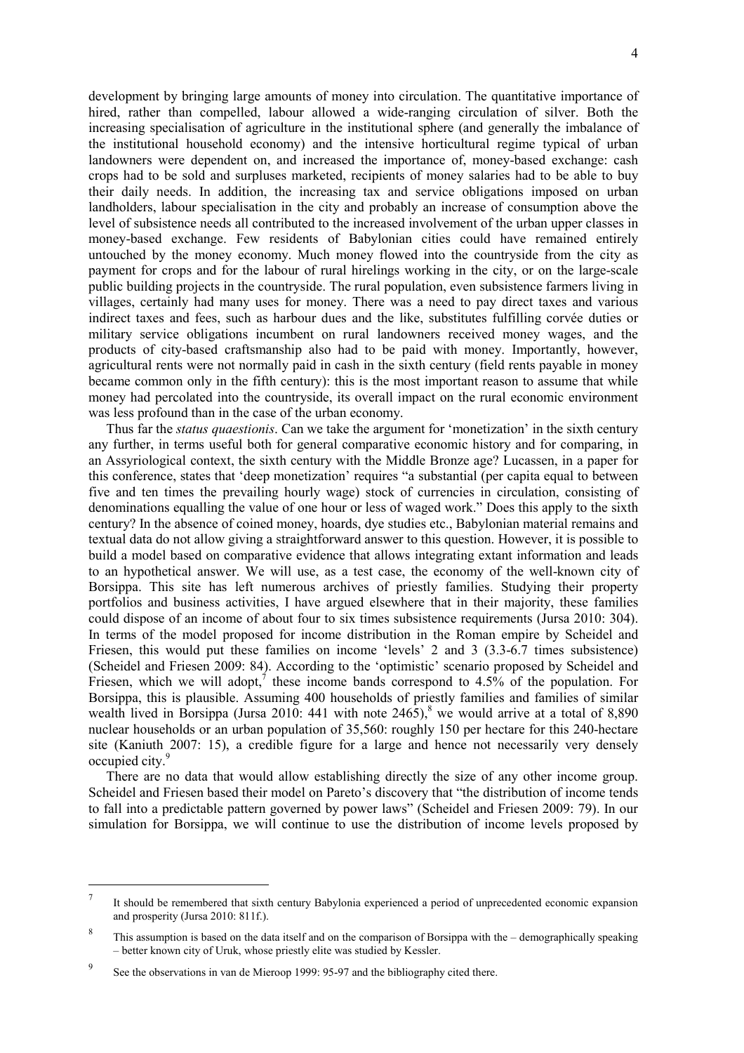development by bringing large amounts of money into circulation. The quantitative importance of hired, rather than compelled, labour allowed a wide-ranging circulation of silver. Both the increasing specialisation of agriculture in the institutional sphere (and generally the imbalance of the institutional household economy) and the intensive horticultural regime typical of urban landowners were dependent on, and increased the importance of, money-based exchange: cash crops had to be sold and surpluses marketed, recipients of money salaries had to be able to buy their daily needs. In addition, the increasing tax and service obligations imposed on urban landholders, labour specialisation in the city and probably an increase of consumption above the level of subsistence needs all contributed to the increased involvement of the urban upper classes in money-based exchange. Few residents of Babylonian cities could have remained entirely untouched by the money economy. Much money flowed into the countryside from the city as payment for crops and for the labour of rural hirelings working in the city, or on the large-scale public building projects in the countryside. The rural population, even subsistence farmers living in villages, certainly had many uses for money. There was a need to pay direct taxes and various indirect taxes and fees, such as harbour dues and the like, substitutes fulfilling corvée duties or military service obligations incumbent on rural landowners received money wages, and the products of city-based craftsmanship also had to be paid with money. Importantly, however, agricultural rents were not normally paid in cash in the sixth century (field rents payable in money became common only in the fifth century): this is the most important reason to assume that while money had percolated into the countryside, its overall impact on the rural economic environment was less profound than in the case of the urban economy.

Thus far the *status quaestionis*. Can we take the argument for 'monetization' in the sixth century any further, in terms useful both for general comparative economic history and for comparing, in an Assyriological context, the sixth century with the Middle Bronze age? Lucassen, in a paper for this conference, states that 'deep monetization' requires "a substantial (per capita equal to between five and ten times the prevailing hourly wage) stock of currencies in circulation, consisting of denominations equalling the value of one hour or less of waged work." Does this apply to the sixth century? In the absence of coined money, hoards, dye studies etc., Babylonian material remains and textual data do not allow giving a straightforward answer to this question. However, it is possible to build a model based on comparative evidence that allows integrating extant information and leads to an hypothetical answer. We will use, as a test case, the economy of the well-known city of Borsippa. This site has left numerous archives of priestly families. Studying their property portfolios and business activities, I have argued elsewhere that in their majority, these families could dispose of an income of about four to six times subsistence requirements (Jursa 2010: 304). In terms of the model proposed for income distribution in the Roman empire by Scheidel and Friesen, this would put these families on income 'levels' 2 and 3 (3.3-6.7 times subsistence) (Scheidel and Friesen 2009: 84). According to the 'optimistic' scenario proposed by Scheidel and Friesen, which we will adopt,[7] these income bands correspond to 4.5% of the population. For Borsippa, this is plausible. Assuming 400 households of priestly families and families of similar wealth lived in Borsippa (Jursa 2010: 441 with note 2465),[8] we would arrive at a total of 8,890 nuclear households or an urban population of 35,560: roughly 150 per hectare for this 240-hectare site (Kaniuth 2007: 15), a credible figure for a large and hence not necessarily very densely occupied city.[9]

There are no data that would allow establishing directly the size of any other income group. Scheidel and Friesen based their model on Pareto's discovery that "the distribution of income tends to fall into a predictable pattern governed by power laws" (Scheidel and Friesen 2009: 79). In our simulation for Borsippa, we will continue to use the distribution of income levels proposed by

---

[7] It should be remembered that sixth century Babylonia experienced a period of unprecedented economic expansion and prosperity (Jursa 2010: 811f.).

[8] This assumption is based on the data itself and on the comparison of Borsippa with the – demographically speaking – better known city of Uruk, whose priestly elite was studied by Kessler.

[9] See the observations in van de Mieroop 1999: 95-97 and the bibliography cited there.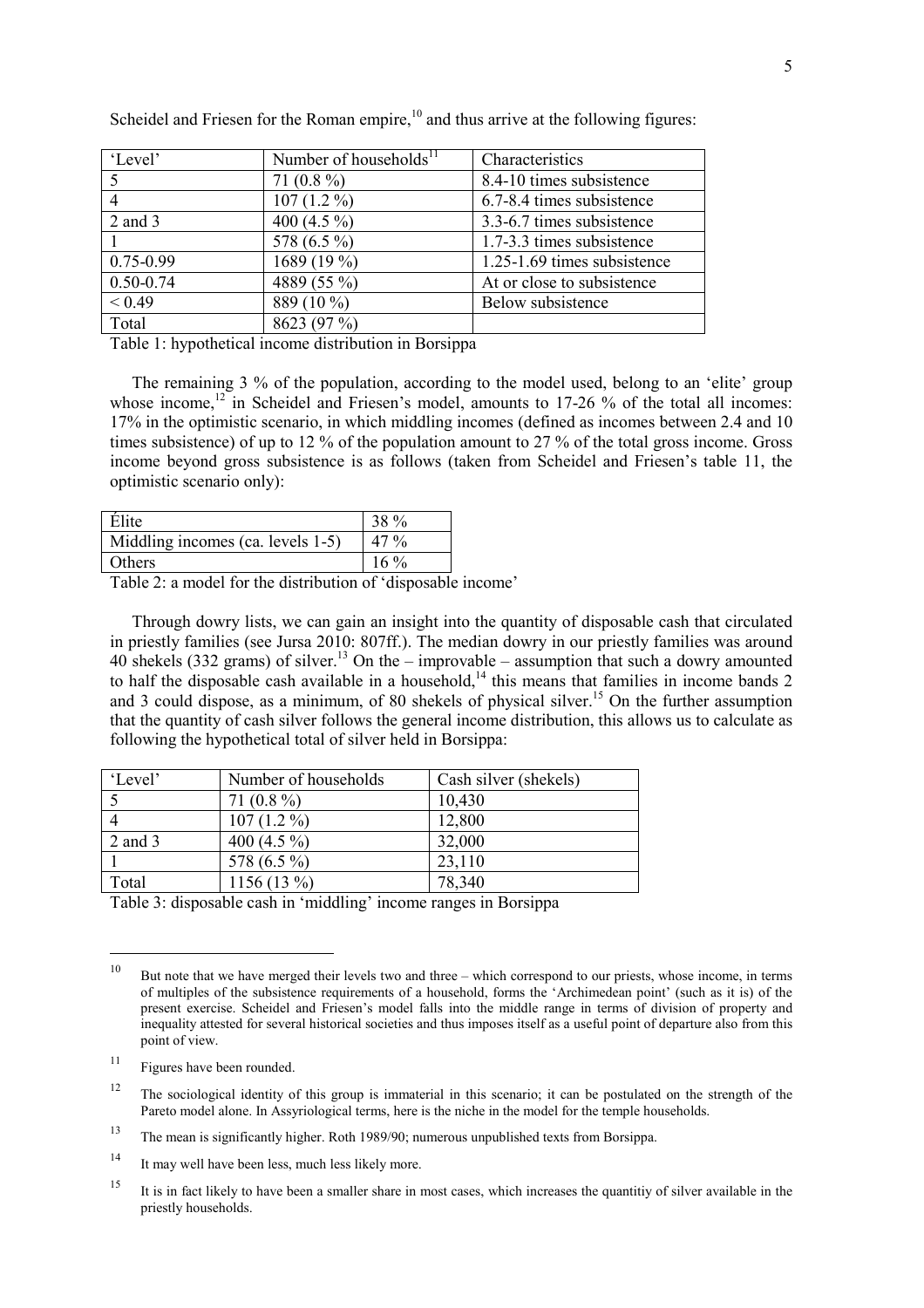Scheidel and Friesen for the Roman empire,[10] and thus arrive at the following figures:

| 'Level' | Number of households[11] | Characteristics |
|---|---|---|
| 5 | 71 (0.8 %) | 8.4-10 times subsistence |
| 4 | 107 (1.2 %) | 6.7-8.4 times subsistence |
| 2 and 3 | 400 (4.5 %) | 3.3-6.7 times subsistence |
| 1 | 578 (6.5 %) | 1.7-3.3 times subsistence |
| 0.75-0.99 | 1689 (19 %) | 1.25-1.69 times subsistence |
| 0.50-0.74 | 4889 (55 %) | At or close to subsistence |
| < 0.49 | 889 (10 %) | Below subsistence |
| Total | 8623 (97 %) | |

Table 1: hypothetical income distribution in Borsippa

The remaining 3 % of the population, according to the model used, belong to an 'elite' group whose income,[12] in Scheidel and Friesen's model, amounts to 17-26 % of the total all incomes: 17% in the optimistic scenario, in which middling incomes (defined as incomes between 2.4 and 10 times subsistence) of up to 12 % of the population amount to 27 % of the total gross income. Gross income beyond gross subsistence is as follows (taken from Scheidel and Friesen's table 11, the optimistic scenario only):

| Élite | 38 % |
|---|---|
| Middling incomes (ca. levels 1-5) | 47 % |
| Others | 16 % |

Table 2: a model for the distribution of 'disposable income'

Through dowry lists, we can gain an insight into the quantity of disposable cash that circulated in priestly families (see Jursa 2010: 807ff.). The median dowry in our priestly families was around 40 shekels (332 grams) of silver.[13] On the – improvable – assumption that such a dowry amounted to half the disposable cash available in a household,[14] this means that families in income bands 2 and 3 could dispose, as a minimum, of 80 shekels of physical silver.[15] On the further assumption that the quantity of cash silver follows the general income distribution, this allows us to calculate as following the hypothetical total of silver held in Borsippa:

| 'Level' | Number of households | Cash silver (shekels) |
|---|---|---|
| 5 | 71 (0.8 %) | 10,430 |
| 4 | 107 (1.2 %) | 12,800 |
| 2 and 3 | 400 (4.5 %) | 32,000 |
| 1 | 578 (6.5 %) | 23,110 |
| Total | 1156 (13 %) | 78,340 |

Table 3: disposable cash in 'middling' income ranges in Borsippa

---

[10] But note that we have merged their levels two and three – which correspond to our priests, whose income, in terms of multiples of the subsistence requirements of a household, forms the 'Archimedean point' (such as it is) of the present exercise. Scheidel and Friesen's model falls into the middle range in terms of division of property and inequality attested for several historical societies and thus imposes itself as a useful point of departure also from this point of view.

[11] Figures have been rounded.

[12] The sociological identity of this group is immaterial in this scenario; it can be postulated on the strength of the Pareto model alone. In Assyriological terms, here is the niche in the model for the temple households.

[13] The mean is significantly higher. Roth 1989/90; numerous unpublished texts from Borsippa.

[14] It may well have been less, much less likely more.

[15] It is in fact likely to have been a smaller share in most cases, which increases the quantitiy of silver available in the priestly households.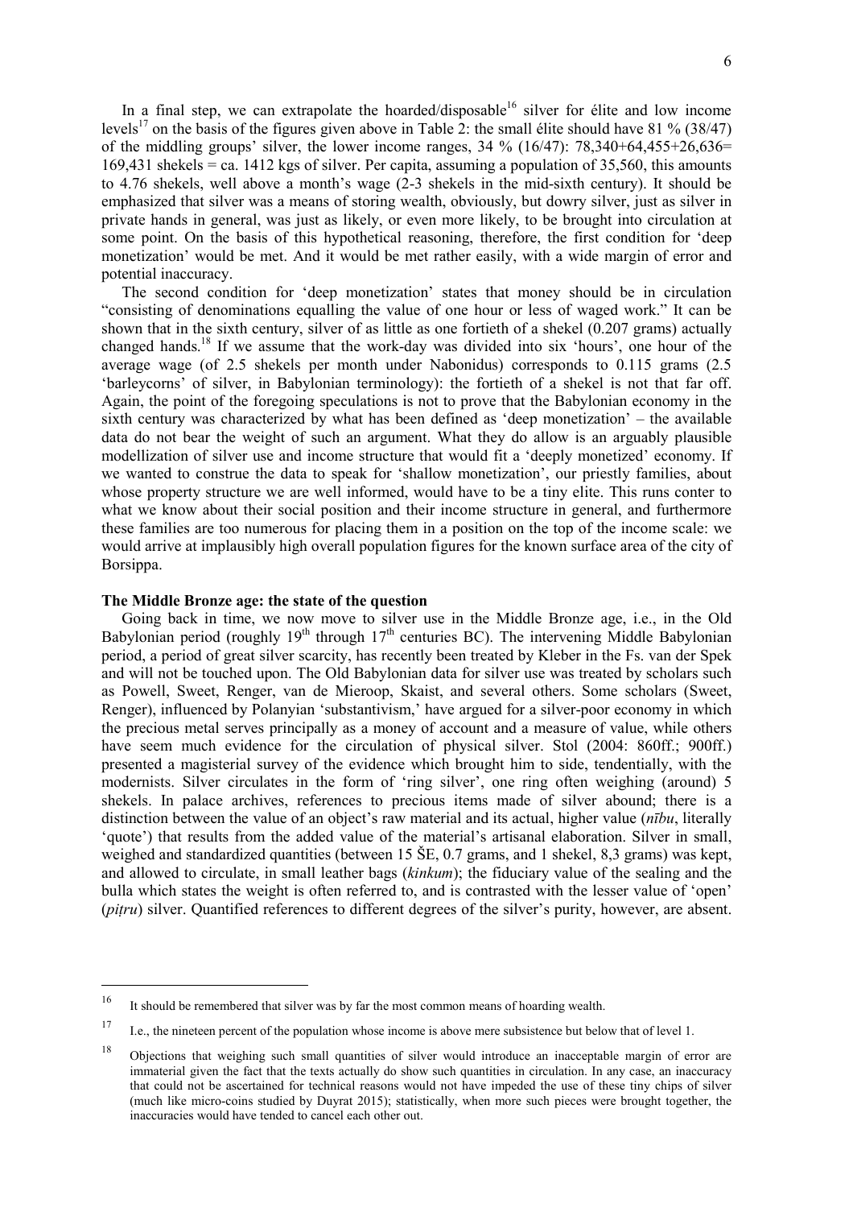In a final step, we can extrapolate the hoarded/disposable[16] silver for élite and low income levels[17] on the basis of the figures given above in Table 2: the small élite should have 81 % (38/47) of the middling groups' silver, the lower income ranges, 34 % (16/47): 78,340+64,455+26,636= 169,431 shekels = ca. 1412 kgs of silver. Per capita, assuming a population of 35,560, this amounts to 4.76 shekels, well above a month's wage (2-3 shekels in the mid-sixth century). It should be emphasized that silver was a means of storing wealth, obviously, but dowry silver, just as silver in private hands in general, was just as likely, or even more likely, to be brought into circulation at some point. On the basis of this hypothetical reasoning, therefore, the first condition for 'deep monetization' would be met. And it would be met rather easily, with a wide margin of error and potential inaccuracy.

The second condition for 'deep monetization' states that money should be in circulation "consisting of denominations equalling the value of one hour or less of waged work." It can be shown that in the sixth century, silver of as little as one fortieth of a shekel (0.207 grams) actually changed hands.[18] If we assume that the work-day was divided into six 'hours', one hour of the average wage (of 2.5 shekels per month under Nabonidus) corresponds to 0.115 grams (2.5 'barleycorns' of silver, in Babylonian terminology): the fortieth of a shekel is not that far off. Again, the point of the foregoing speculations is not to prove that the Babylonian economy in the sixth century was characterized by what has been defined as 'deep monetization' – the available data do not bear the weight of such an argument. What they do allow is an arguably plausible modellization of silver use and income structure that would fit a 'deeply monetized' economy. If we wanted to construe the data to speak for 'shallow monetization', our priestly families, about whose property structure we are well informed, would have to be a tiny elite. This runs conter to what we know about their social position and their income structure in general, and furthermore these families are too numerous for placing them in a position on the top of the income scale: we would arrive at implausibly high overall population figures for the known surface area of the city of Borsippa.

**The Middle Bronze age: the state of the question**

Going back in time, we now move to silver use in the Middle Bronze age, i.e., in the Old Babylonian period (roughly 19th through 17th centuries BC). The intervening Middle Babylonian period, a period of great silver scarcity, has recently been treated by Kleber in the Fs. van der Spek and will not be touched upon. The Old Babylonian data for silver use was treated by scholars such as Powell, Sweet, Renger, van de Mieroop, Skaist, and several others. Some scholars (Sweet, Renger), influenced by Polanyian 'substantivism,' have argued for a silver-poor economy in which the precious metal serves principally as a money of account and a measure of value, while others have seem much evidence for the circulation of physical silver. Stol (2004: 860ff.; 900ff.) presented a magisterial survey of the evidence which brought him to side, tendentially, with the modernists. Silver circulates in the form of 'ring silver', one ring often weighing (around) 5 shekels. In palace archives, references to precious items made of silver abound; there is a distinction between the value of an object's raw material and its actual, higher value (*nību*, literally 'quote') that results from the added value of the material's artisanal elaboration. Silver in small, weighed and standardized quantities (between 15 ŠE, 0.7 grams, and 1 shekel, 8,3 grams) was kept, and allowed to circulate, in small leather bags (*kinkum*); the fiduciary value of the sealing and the bulla which states the weight is often referred to, and is contrasted with the lesser value of 'open' (*piṭru*) silver. Quantified references to different degrees of the silver's purity, however, are absent.

---

[16] It should be remembered that silver was by far the most common means of hoarding wealth.

[17] I.e., the nineteen percent of the population whose income is above mere subsistence but below that of level 1.

[18] Objections that weighing such small quantities of silver would introduce an inacceptable margin of error are immaterial given the fact that the texts actually do show such quantities in circulation. In any case, an inaccuracy that could not be ascertained for technical reasons would not have impeded the use of these tiny chips of silver (much like micro-coins studied by Duyrat 2015); statistically, when more such pieces were brought together, the inaccuracies would have tended to cancel each other out.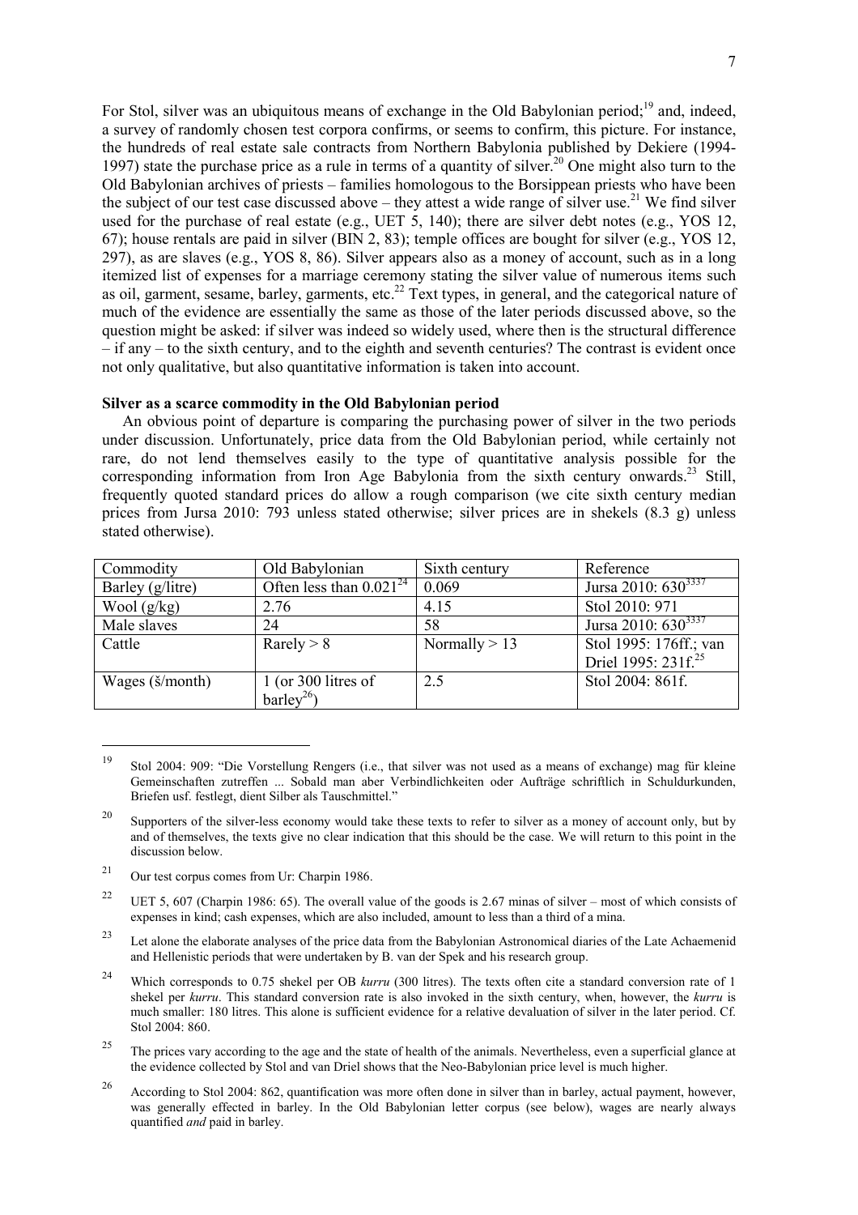For Stol, silver was an ubiquitous means of exchange in the Old Babylonian period;[19] and, indeed, a survey of randomly chosen test corpora confirms, or seems to confirm, this picture. For instance, the hundreds of real estate sale contracts from Northern Babylonia published by Dekiere (1994-1997) state the purchase price as a rule in terms of a quantity of silver.[20] One might also turn to the Old Babylonian archives of priests – families homologous to the Borsippean priests who have been the subject of our test case discussed above – they attest a wide range of silver use.[21] We find silver used for the purchase of real estate (e.g., UET 5, 140); there are silver debt notes (e.g., YOS 12, 67); house rentals are paid in silver (BIN 2, 83); temple offices are bought for silver (e.g., YOS 12, 297), as are slaves (e.g., YOS 8, 86). Silver appears also as a money of account, such as in a long itemized list of expenses for a marriage ceremony stating the silver value of numerous items such as oil, garment, sesame, barley, garments, etc.[22] Text types, in general, and the categorical nature of much of the evidence are essentially the same as those of the later periods discussed above, so the question might be asked: if silver was indeed so widely used, where then is the structural difference – if any – to the sixth century, and to the eighth and seventh centuries? The contrast is evident once not only qualitative, but also quantitative information is taken into account.

**Silver as a scarce commodity in the Old Babylonian period**

An obvious point of departure is comparing the purchasing power of silver in the two periods under discussion. Unfortunately, price data from the Old Babylonian period, while certainly not rare, do not lend themselves easily to the type of quantitative analysis possible for the corresponding information from Iron Age Babylonia from the sixth century onwards.[23] Still, frequently quoted standard prices do allow a rough comparison (we cite sixth century median prices from Jursa 2010: 793 unless stated otherwise; silver prices are in shekels (8.3 g) unless stated otherwise).

| Commodity | Old Babylonian | Sixth century | Reference |
|---|---|---|---|
| Barley (g/litre) | Often less than 0.021[24] | 0.069 | Jursa 2010: 630[3337] |
| Wool (g/kg) | 2.76 | 4.15 | Stol 2010: 971 |
| Male slaves | 24 | 58 | Jursa 2010: 630[3337] |
| Cattle | Rarely > 8 | Normally > 13 | Stol 1995: 176ff.; van Driel 1995: 231f.[25] |
| Wages (š/month) | 1 (or 300 litres of barley[26]) | 2.5 | Stol 2004: 861f. |

---

[19] Stol 2004: 909: "Die Vorstellung Rengers (i.e., that silver was not used as a means of exchange) mag für kleine Gemeinschaften zutreffen ... Sobald man aber Verbindlichkeiten oder Aufträge schriftlich in Schuldurkunden, Briefen usf. festlegt, dient Silber als Tauschmittel."

[20] Supporters of the silver-less economy would take these texts to refer to silver as a money of account only, but by and of themselves, the texts give no clear indication that this should be the case. We will return to this point in the discussion below.

[21] Our test corpus comes from Ur: Charpin 1986.

[22] UET 5, 607 (Charpin 1986: 65). The overall value of the goods is 2.67 minas of silver – most of which consists of expenses in kind; cash expenses, which are also included, amount to less than a third of a mina.

[23] Let alone the elaborate analyses of the price data from the Babylonian Astronomical diaries of the Late Achaemenid and Hellenistic periods that were undertaken by B. van der Spek and his research group.

[24] Which corresponds to 0.75 shekel per OB *kurru* (300 litres). The texts often cite a standard conversion rate of 1 shekel per *kurru*. This standard conversion rate is also invoked in the sixth century, when, however, the *kurru* is much smaller: 180 litres. This alone is sufficient evidence for a relative devaluation of silver in the later period. Cf. Stol 2004: 860.

[25] The prices vary according to the age and the state of health of the animals. Nevertheless, even a superficial glance at the evidence collected by Stol and van Driel shows that the Neo-Babylonian price level is much higher.

[26] According to Stol 2004: 862, quantification was more often done in silver than in barley, actual payment, however, was generally effected in barley. In the Old Babylonian letter corpus (see below), wages are nearly always quantified *and* paid in barley.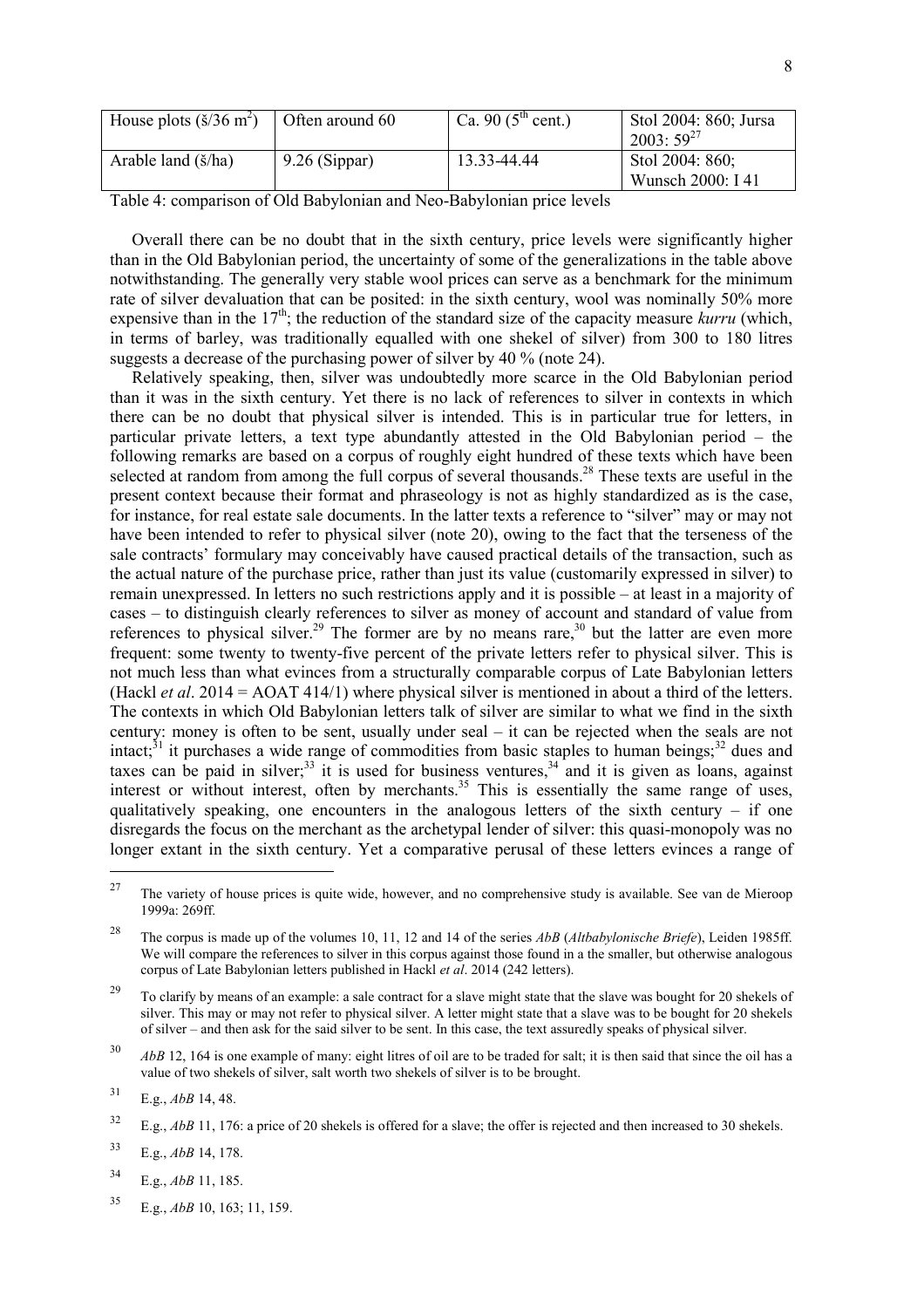| House plots (š/36 m$^2$) | Often around 60 | Ca. 90 (5$^{th}$ cent.) | Stol 2004: 860; Jursa 2003: 59[27] |
|---|---|---|---|
| Arable land (š/ha) | 9.26 (Sippar) | 13.33-44.44 | Stol 2004: 860; Wunsch 2000: I 41 |

Table 4: comparison of Old Babylonian and Neo-Babylonian price levels

Overall there can be no doubt that in the sixth century, price levels were significantly higher than in the Old Babylonian period, the uncertainty of some of the generalizations in the table above notwithstanding. The generally very stable wool prices can serve as a benchmark for the minimum rate of silver devaluation that can be posited: in the sixth century, wool was nominally 50% more expensive than in the 17$^{th}$; the reduction of the standard size of the capacity measure *kurru* (which, in terms of barley, was traditionally equalled with one shekel of silver) from 300 to 180 litres suggests a decrease of the purchasing power of silver by 40 % (note 24).

Relatively speaking, then, silver was undoubtedly more scarce in the Old Babylonian period than it was in the sixth century. Yet there is no lack of references to silver in contexts in which there can be no doubt that physical silver is intended. This is in particular true for letters, in particular private letters, a text type abundantly attested in the Old Babylonian period – the following remarks are based on a corpus of roughly eight hundred of these texts which have been selected at random from among the full corpus of several thousands.[28] These texts are useful in the present context because their format and phraseology is not as highly standardized as is the case, for instance, for real estate sale documents. In the latter texts a reference to "silver" may or may not have been intended to refer to physical silver (note 20), owing to the fact that the terseness of the sale contracts' formulary may conceivably have caused practical details of the transaction, such as the actual nature of the purchase price, rather than just its value (customarily expressed in silver) to remain unexpressed. In letters no such restrictions apply and it is possible – at least in a majority of cases – to distinguish clearly references to silver as money of account and standard of value from references to physical silver.[29] The former are by no means rare,[30] but the latter are even more frequent: some twenty to twenty-five percent of the private letters refer to physical silver. This is not much less than what evinces from a structurally comparable corpus of Late Babylonian letters (Hackl *et al*. 2014 = AOAT 414/1) where physical silver is mentioned in about a third of the letters. The contexts in which Old Babylonian letters talk of silver are similar to what we find in the sixth century: money is often to be sent, usually under seal – it can be rejected when the seals are not intact;[31] it purchases a wide range of commodities from basic staples to human beings;[32] dues and taxes can be paid in silver;[33] it is used for business ventures,[34] and it is given as loans, against interest or without interest, often by merchants.[35] This is essentially the same range of uses, qualitatively speaking, one encounters in the analogous letters of the sixth century – if one disregards the focus on the merchant as the archetypal lender of silver: this quasi-monopoly was no longer extant in the sixth century. Yet a comparative perusal of these letters evinces a range of

---

[27] The variety of house prices is quite wide, however, and no comprehensive study is available. See van de Mieroop 1999a: 269ff.

[28] The corpus is made up of the volumes 10, 11, 12 and 14 of the series *AbB* (*Altbabylonische Briefe*), Leiden 1985ff. We will compare the references to silver in this corpus against those found in a the smaller, but otherwise analogous corpus of Late Babylonian letters published in Hackl *et al*. 2014 (242 letters).

[29] To clarify by means of an example: a sale contract for a slave might state that the slave was bought for 20 shekels of silver. This may or may not refer to physical silver. A letter might state that a slave was to be bought for 20 shekels of silver – and then ask for the said silver to be sent. In this case, the text assuredly speaks of physical silver.

[30] *AbB* 12, 164 is one example of many: eight litres of oil are to be traded for salt; it is then said that since the oil has a value of two shekels of silver, salt worth two shekels of silver is to be brought.

[31] E.g., *AbB* 14, 48.

[32] E.g., *AbB* 11, 176: a price of 20 shekels is offered for a slave; the offer is rejected and then increased to 30 shekels.

[33] E.g., *AbB* 14, 178.

[34] E.g., *AbB* 11, 185.

[35] E.g., *AbB* 10, 163; 11, 159.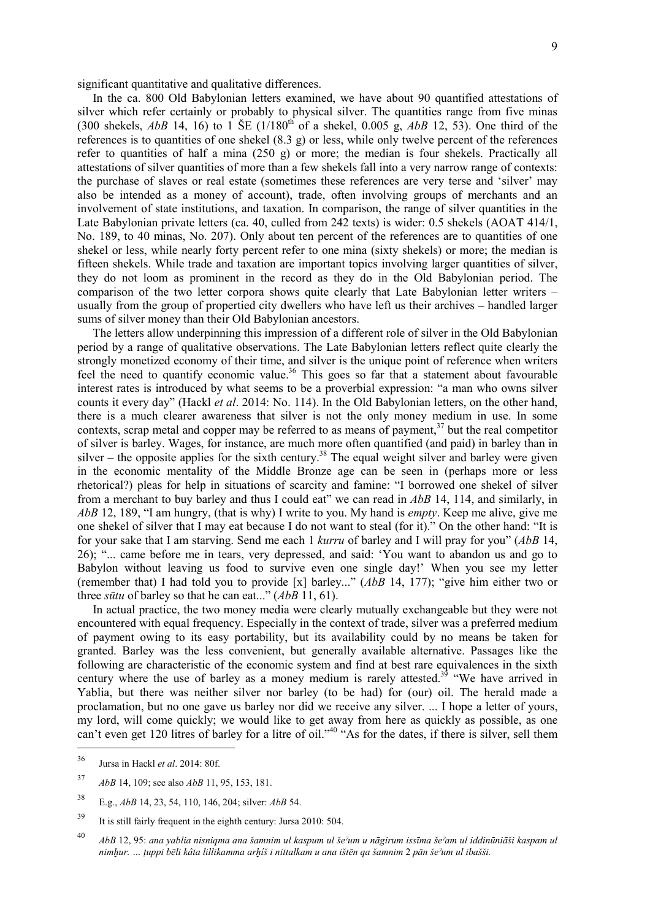significant quantitative and qualitative differences.

In the ca. 800 Old Babylonian letters examined, we have about 90 quantified attestations of silver which refer certainly or probably to physical silver. The quantities range from five minas (300 shekels, *AbB* 14, 16) to 1 ŠE (1/180th of a shekel, 0.005 g, *AbB* 12, 53). One third of the references is to quantities of one shekel (8.3 g) or less, while only twelve percent of the references refer to quantities of half a mina (250 g) or more; the median is four shekels. Practically all attestations of silver quantities of more than a few shekels fall into a very narrow range of contexts: the purchase of slaves or real estate (sometimes these references are very terse and 'silver' may also be intended as a money of account), trade, often involving groups of merchants and an involvement of state institutions, and taxation. In comparison, the range of silver quantities in the Late Babylonian private letters (ca. 40, culled from 242 texts) is wider: 0.5 shekels (AOAT 414/1, No. 189, to 40 minas, No. 207). Only about ten percent of the references are to quantities of one shekel or less, while nearly forty percent refer to one mina (sixty shekels) or more; the median is fifteen shekels. While trade and taxation are important topics involving larger quantities of silver, they do not loom as prominent in the record as they do in the Old Babylonian period. The comparison of the two letter corpora shows quite clearly that Late Babylonian letter writers – usually from the group of propertied city dwellers who have left us their archives – handled larger sums of silver money than their Old Babylonian ancestors.

The letters allow underpinning this impression of a different role of silver in the Old Babylonian period by a range of qualitative observations. The Late Babylonian letters reflect quite clearly the strongly monetized economy of their time, and silver is the unique point of reference when writers feel the need to quantify economic value.[36] This goes so far that a statement about favourable interest rates is introduced by what seems to be a proverbial expression: "a man who owns silver counts it every day" (Hackl *et al*. 2014: No. 114). In the Old Babylonian letters, on the other hand, there is a much clearer awareness that silver is not the only money medium in use. In some contexts, scrap metal and copper may be referred to as means of payment,[37] but the real competitor of silver is barley. Wages, for instance, are much more often quantified (and paid) in barley than in silver – the opposite applies for the sixth century.[38] The equal weight silver and barley were given in the economic mentality of the Middle Bronze age can be seen in (perhaps more or less rhetorical?) pleas for help in situations of scarcity and famine: "I borrowed one shekel of silver from a merchant to buy barley and thus I could eat" we can read in *AbB* 14, 114, and similarly, in *AbB* 12, 189, "I am hungry, (that is why) I write to you. My hand is *empty*. Keep me alive, give me one shekel of silver that I may eat because I do not want to steal (for it)." On the other hand: "It is for your sake that I am starving. Send me each 1 *kurru* of barley and I will pray for you" (*AbB* 14, 26); "... came before me in tears, very depressed, and said: 'You want to abandon us and go to Babylon without leaving us food to survive even one single day!' When you see my letter (remember that) I had told you to provide [x] barley..." (*AbB* 14, 177); "give him either two or three *sūtu* of barley so that he can eat..." (*AbB* 11, 61).

In actual practice, the two money media were clearly mutually exchangeable but they were not encountered with equal frequency. Especially in the context of trade, silver was a preferred medium of payment owing to its easy portability, but its availability could by no means be taken for granted. Barley was the less convenient, but generally available alternative. Passages like the following are characteristic of the economic system and find at best rare equivalences in the sixth century where the use of barley as a money medium is rarely attested.[39] "We have arrived in Yablia, but there was neither silver nor barley (to be had) for (our) oil. The herald made a proclamation, but no one gave us barley nor did we receive any silver. ... I hope a letter of yours, my lord, will come quickly; we would like to get away from here as quickly as possible, as one can't even get 120 litres of barley for a litre of oil."[40] "As for the dates, if there is silver, sell them

---

[36] Jursa in Hackl *et al*. 2014: 80f.

[37] *AbB* 14, 109; see also *AbB* 11, 95, 153, 181.

[38] E.g., *AbB* 14, 23, 54, 110, 146, 204; silver: *AbB* 54.

[39] It is still fairly frequent in the eighth century: Jursa 2010: 504.

[40] *AbB* 12, 95: *ana yablia nisniqma ana šamnim ul kaspum ul šeʾum u nāgirum issīma šeʾam ul iddinūniāši kaspam ul nimḫur. … ṭuppi bēli kâta lillikamma arḫiš i nittalkam u ana ištēn qa šamnim 2 pān šeʾum ul ibašši.*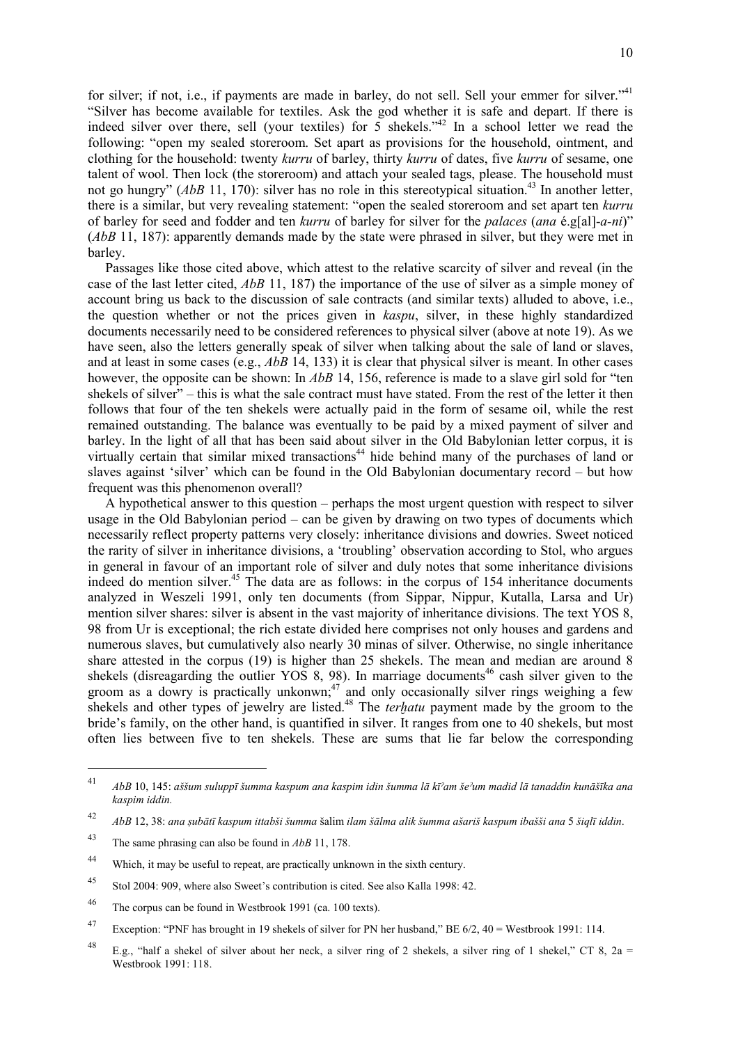for silver; if not, i.e., if payments are made in barley, do not sell. Sell your emmer for silver."[41] "Silver has become available for textiles. Ask the god whether it is safe and depart. If there is indeed silver over there, sell (your textiles) for 5 shekels."[42] In a school letter we read the following: "open my sealed storeroom. Set apart as provisions for the household, ointment, and clothing for the household: twenty *kurru* of barley, thirty *kurru* of dates, five *kurru* of sesame, one talent of wool. Then lock (the storeroom) and attach your sealed tags, please. The household must not go hungry" (*AbB* 11, 170): silver has no role in this stereotypical situation.[43] In another letter, there is a similar, but very revealing statement: "open the sealed storeroom and set apart ten *kurru* of barley for seed and fodder and ten *kurru* of barley for silver for the *palaces* (*ana* é.g[al]-*a-ni*)" (*AbB* 11, 187): apparently demands made by the state were phrased in silver, but they were met in barley.

Passages like those cited above, which attest to the relative scarcity of silver and reveal (in the case of the last letter cited, *AbB* 11, 187) the importance of the use of silver as a simple money of account bring us back to the discussion of sale contracts (and similar texts) alluded to above, i.e., the question whether or not the prices given in *kaspu*, silver, in these highly standardized documents necessarily need to be considered references to physical silver (above at note 19). As we have seen, also the letters generally speak of silver when talking about the sale of land or slaves, and at least in some cases (e.g., *AbB* 14, 133) it is clear that physical silver is meant. In other cases however, the opposite can be shown: In *AbB* 14, 156, reference is made to a slave girl sold for "ten shekels of silver" – this is what the sale contract must have stated. From the rest of the letter it then follows that four of the ten shekels were actually paid in the form of sesame oil, while the rest remained outstanding. The balance was eventually to be paid by a mixed payment of silver and barley. In the light of all that has been said about silver in the Old Babylonian letter corpus, it is virtually certain that similar mixed transactions[44] hide behind many of the purchases of land or slaves against 'silver' which can be found in the Old Babylonian documentary record – but how frequent was this phenomenon overall?

A hypothetical answer to this question – perhaps the most urgent question with respect to silver usage in the Old Babylonian period – can be given by drawing on two types of documents which necessarily reflect property patterns very closely: inheritance divisions and dowries. Sweet noticed the rarity of silver in inheritance divisions, a 'troubling' observation according to Stol, who argues in general in favour of an important role of silver and duly notes that some inheritance divisions indeed do mention silver.[45] The data are as follows: in the corpus of 154 inheritance documents analyzed in Weszeli 1991, only ten documents (from Sippar, Nippur, Kutalla, Larsa and Ur) mention silver shares: silver is absent in the vast majority of inheritance divisions. The text YOS 8, 98 from Ur is exceptional; the rich estate divided here comprises not only houses and gardens and numerous slaves, but cumulatively also nearly 30 minas of silver. Otherwise, no single inheritance share attested in the corpus (19) is higher than 25 shekels. The mean and median are around 8 shekels (disreagarding the outlier YOS 8, 98). In marriage documents[46] cash silver given to the groom as a dowry is practically unkonwn;[47] and only occasionally silver rings weighing a few shekels and other types of jewelry are listed.[48] The *terḫatu* payment made by the groom to the bride's family, on the other hand, is quantified in silver. It ranges from one to 40 shekels, but most often lies between five to ten shekels. These are sums that lie far below the corresponding

---

[41] *AbB* 10, 145: *aššum suluppī šumma kaspum ana kaspim idin šumma lā kīʾam šeʾum madid lā tanaddin kunāšīka ana kaspim iddin.*

[42] *AbB* 12, 38: *ana ṣubātī kaspum ittabši šumma* šalim *ilam šālma alik šumma ašariš kaspum ibašši ana* 5 *šiqlī iddin*.

[43] The same phrasing can also be found in *AbB* 11, 178.

[44] Which, it may be useful to repeat, are practically unknown in the sixth century.

[45] Stol 2004: 909, where also Sweet's contribution is cited. See also Kalla 1998: 42.

[46] The corpus can be found in Westbrook 1991 (ca. 100 texts).

[47] Exception: "PNF has brought in 19 shekels of silver for PN her husband," BE 6/2, 40 = Westbrook 1991: 114.

[48] E.g., "half a shekel of silver about her neck, a silver ring of 2 shekels, a silver ring of 1 shekel," CT 8, 2a = Westbrook 1991: 118.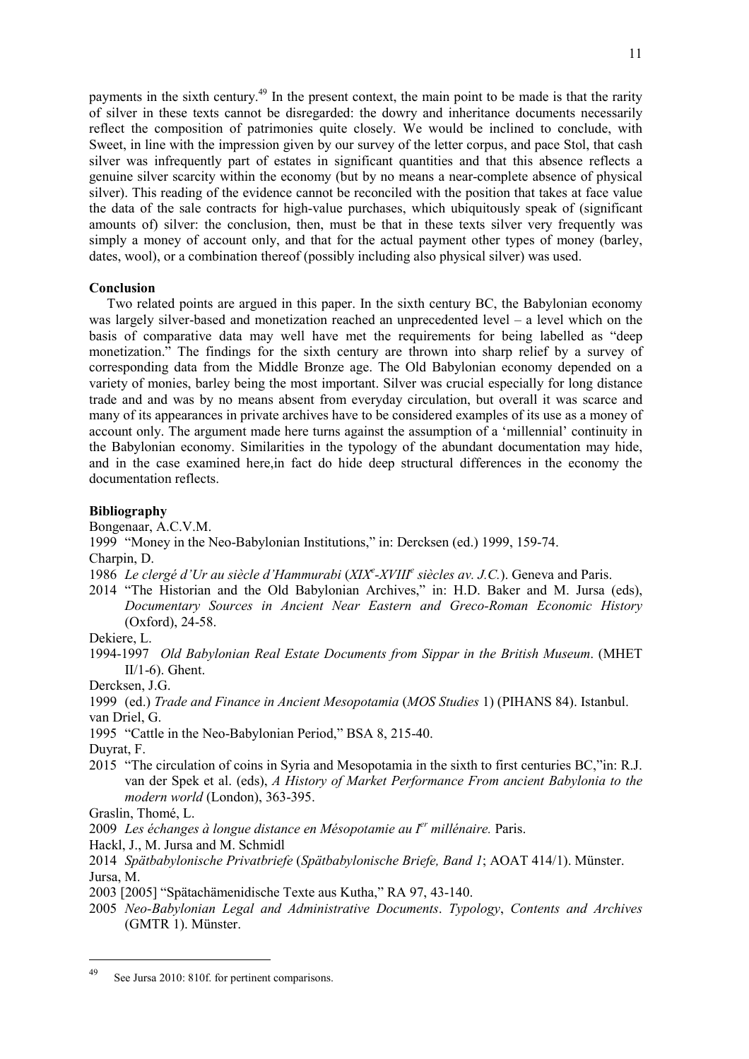payments in the sixth century.[49] In the present context, the main point to be made is that the rarity of silver in these texts cannot be disregarded: the dowry and inheritance documents necessarily reflect the composition of patrimonies quite closely. We would be inclined to conclude, with Sweet, in line with the impression given by our survey of the letter corpus, and pace Stol, that cash silver was infrequently part of estates in significant quantities and that this absence reflects a genuine silver scarcity within the economy (but by no means a near-complete absence of physical silver). This reading of the evidence cannot be reconciled with the position that takes at face value the data of the sale contracts for high-value purchases, which ubiquitously speak of (significant amounts of) silver: the conclusion, then, must be that in these texts silver very frequently was simply a money of account only, and that for the actual payment other types of money (barley, dates, wool), or a combination thereof (possibly including also physical silver) was used.

**Conclusion**

Two related points are argued in this paper. In the sixth century BC, the Babylonian economy was largely silver-based and monetization reached an unprecedented level – a level which on the basis of comparative data may well have met the requirements for being labelled as "deep monetization." The findings for the sixth century are thrown into sharp relief by a survey of corresponding data from the Middle Bronze age. The Old Babylonian economy depended on a variety of monies, barley being the most important. Silver was crucial especially for long distance trade and and was by no means absent from everyday circulation, but overall it was scarce and many of its appearances in private archives have to be considered examples of its use as a money of account only. The argument made here turns against the assumption of a 'millennial' continuity in the Babylonian economy. Similarities in the typology of the abundant documentation may hide, and in the case examined here,in fact do hide deep structural differences in the economy the documentation reflects.

**Bibliography**

Bongenaar, A.C.V.M.

1999 "Money in the Neo-Babylonian Institutions," in: Dercksen (ed.) 1999, 159-74.

Charpin, D.

1986 *Le clergé d'Ur au siècle d'Hammurabi* (*XIX*[e]*-XVIII*[e] *siècles av. J.C.*). Geneva and Paris.

2014 "The Historian and the Old Babylonian Archives," in: H.D. Baker and M. Jursa (eds), *Documentary Sources in Ancient Near Eastern and Greco-Roman Economic History* (Oxford), 24-58.

Dekiere, L.

1994-1997 *Old Babylonian Real Estate Documents from Sippar in the British Museum*. (MHET II/1-6). Ghent.

Dercksen, J.G.

1999 (ed.) *Trade and Finance in Ancient Mesopotamia* (*MOS Studies* 1) (PIHANS 84). Istanbul.

van Driel, G.

1995 "Cattle in the Neo-Babylonian Period," BSA 8, 215-40.

Duyrat, F.

2015 "The circulation of coins in Syria and Mesopotamia in the sixth to first centuries BC,"in: R.J. van der Spek et al. (eds), *A History of Market Performance From ancient Babylonia to the modern world* (London), 363-395.

Graslin, Thomé, L.

2009 *Les échanges à longue distance en Mésopotamie au I*[er] *millénaire.* Paris.

Hackl, J., M. Jursa and M. Schmidl

2014 *Spätbabylonische Privatbriefe* (*Spätbabylonische Briefe, Band 1*; AOAT 414/1). Münster.

Jursa, M.

2003 [2005] "Spätachämenidische Texte aus Kutha," RA 97, 43-140.

2005 *Neo-Babylonian Legal and Administrative Documents*. *Typology*, *Contents and Archives* (GMTR 1). Münster.

---

[49] See Jursa 2010: 810f. for pertinent comparisons.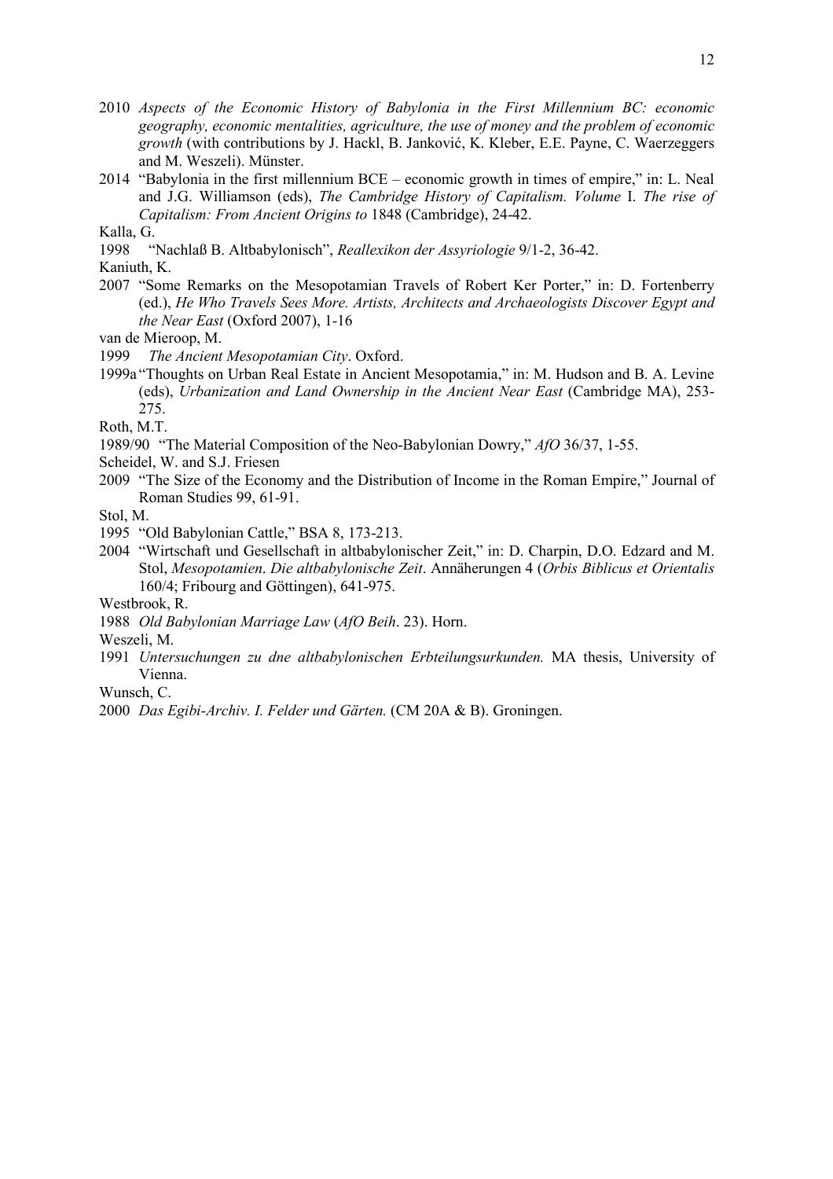2010 *Aspects of the Economic History of Babylonia in the First Millennium BC: economic geography, economic mentalities, agriculture, the use of money and the problem of economic growth* (with contributions by J. Hackl, B. Janković, K. Kleber, E.E. Payne, C. Waerzeggers and M. Weszeli). Münster.

2014 "Babylonia in the first millennium BCE – economic growth in times of empire," in: L. Neal and J.G. Williamson (eds), *The Cambridge History of Capitalism. Volume* I. *The rise of Capitalism: From Ancient Origins to* 1848 (Cambridge), 24-42.

Kalla, G.

1998 "Nachlaß B. Altbabylonisch", *Reallexikon der Assyriologie* 9/1-2, 36-42.

Kaniuth, K.

2007 "Some Remarks on the Mesopotamian Travels of Robert Ker Porter," in: D. Fortenberry (ed.), *He Who Travels Sees More. Artists, Architects and Archaeologists Discover Egypt and the Near East* (Oxford 2007), 1-16

van de Mieroop, M.

1999 *The Ancient Mesopotamian City*. Oxford.

1999a "Thoughts on Urban Real Estate in Ancient Mesopotamia," in: M. Hudson and B. A. Levine (eds), *Urbanization and Land Ownership in the Ancient Near East* (Cambridge MA), 253-275.

Roth, M.T.

1989/90 "The Material Composition of the Neo-Babylonian Dowry," *AfO* 36/37, 1-55.

Scheidel, W. and S.J. Friesen

2009 "The Size of the Economy and the Distribution of Income in the Roman Empire," Journal of Roman Studies 99, 61-91.

Stol, M.

1995 "Old Babylonian Cattle," BSA 8, 173-213.

2004 "Wirtschaft und Gesellschaft in altbabylonischer Zeit," in: D. Charpin, D.O. Edzard and M. Stol, *Mesopotamien*. *Die altbabylonische Zeit*. Annäherungen 4 (*Orbis Biblicus et Orientalis* 160/4; Fribourg and Göttingen), 641-975.

Westbrook, R.

1988 *Old Babylonian Marriage Law* (*AfO Beih*. 23). Horn.

Weszeli, M.

1991 *Untersuchungen zu dne altbabylonischen Erbteilungsurkunden.* MA thesis, University of Vienna.

Wunsch, C.

2000 *Das Egibi-Archiv. I. Felder und Gärten.* (CM 20A & B). Groningen.